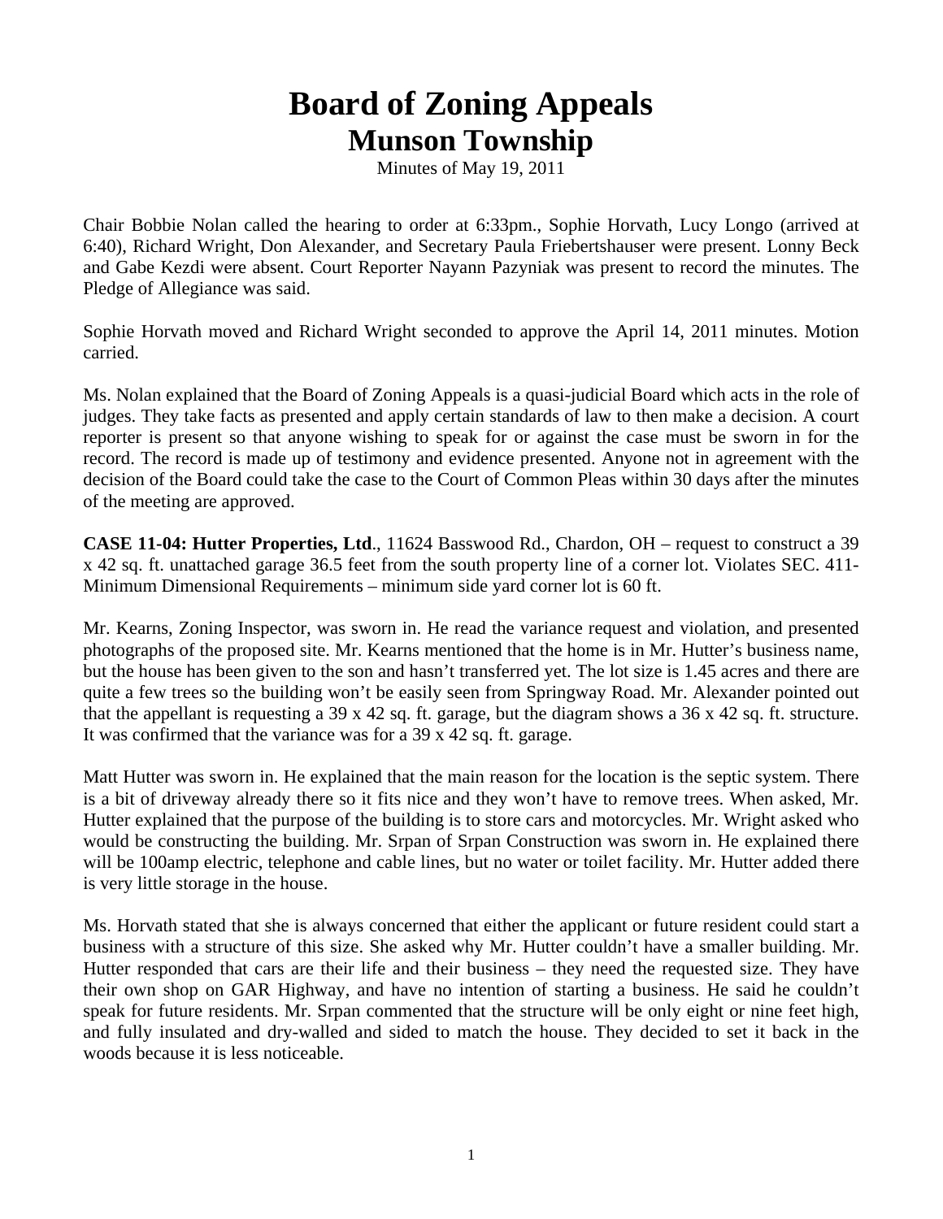# Board of Zoning Appeals
## Munson Township

Minutes of May 19, 2011

Chair Bobbie Nolan called the hearing to order at 6:33pm., Sophie Horvath, Lucy Longo (arrived at 6:40), Richard Wright, Don Alexander, and Secretary Paula Friebertshauser were present. Lonny Beck and Gabe Kezdi were absent. Court Reporter Nayann Pazyniak was present to record the minutes. The Pledge of Allegiance was said.

Sophie Horvath moved and Richard Wright seconded to approve the April 14, 2011 minutes. Motion carried.

Ms. Nolan explained that the Board of Zoning Appeals is a quasi-judicial Board which acts in the role of judges. They take facts as presented and apply certain standards of law to then make a decision. A court reporter is present so that anyone wishing to speak for or against the case must be sworn in for the record. The record is made up of testimony and evidence presented. Anyone not in agreement with the decision of the Board could take the case to the Court of Common Pleas within 30 days after the minutes of the meeting are approved.

**CASE 11-04: Hutter Properties, Ltd**., 11624 Basswood Rd., Chardon, OH – request to construct a 39 x 42 sq. ft. unattached garage 36.5 feet from the south property line of a corner lot. Violates SEC. 411-Minimum Dimensional Requirements – minimum side yard corner lot is 60 ft.

Mr. Kearns, Zoning Inspector, was sworn in. He read the variance request and violation, and presented photographs of the proposed site. Mr. Kearns mentioned that the home is in Mr. Hutter's business name, but the house has been given to the son and hasn't transferred yet. The lot size is 1.45 acres and there are quite a few trees so the building won't be easily seen from Springway Road. Mr. Alexander pointed out that the appellant is requesting a 39 x 42 sq. ft. garage, but the diagram shows a 36 x 42 sq. ft. structure. It was confirmed that the variance was for a 39 x 42 sq. ft. garage.

Matt Hutter was sworn in. He explained that the main reason for the location is the septic system. There is a bit of driveway already there so it fits nice and they won't have to remove trees. When asked, Mr. Hutter explained that the purpose of the building is to store cars and motorcycles. Mr. Wright asked who would be constructing the building. Mr. Srpan of Srpan Construction was sworn in. He explained there will be 100amp electric, telephone and cable lines, but no water or toilet facility. Mr. Hutter added there is very little storage in the house.

Ms. Horvath stated that she is always concerned that either the applicant or future resident could start a business with a structure of this size. She asked why Mr. Hutter couldn't have a smaller building. Mr. Hutter responded that cars are their life and their business – they need the requested size. They have their own shop on GAR Highway, and have no intention of starting a business. He said he couldn't speak for future residents. Mr. Srpan commented that the structure will be only eight or nine feet high, and fully insulated and dry-walled and sided to match the house. They decided to set it back in the woods because it is less noticeable.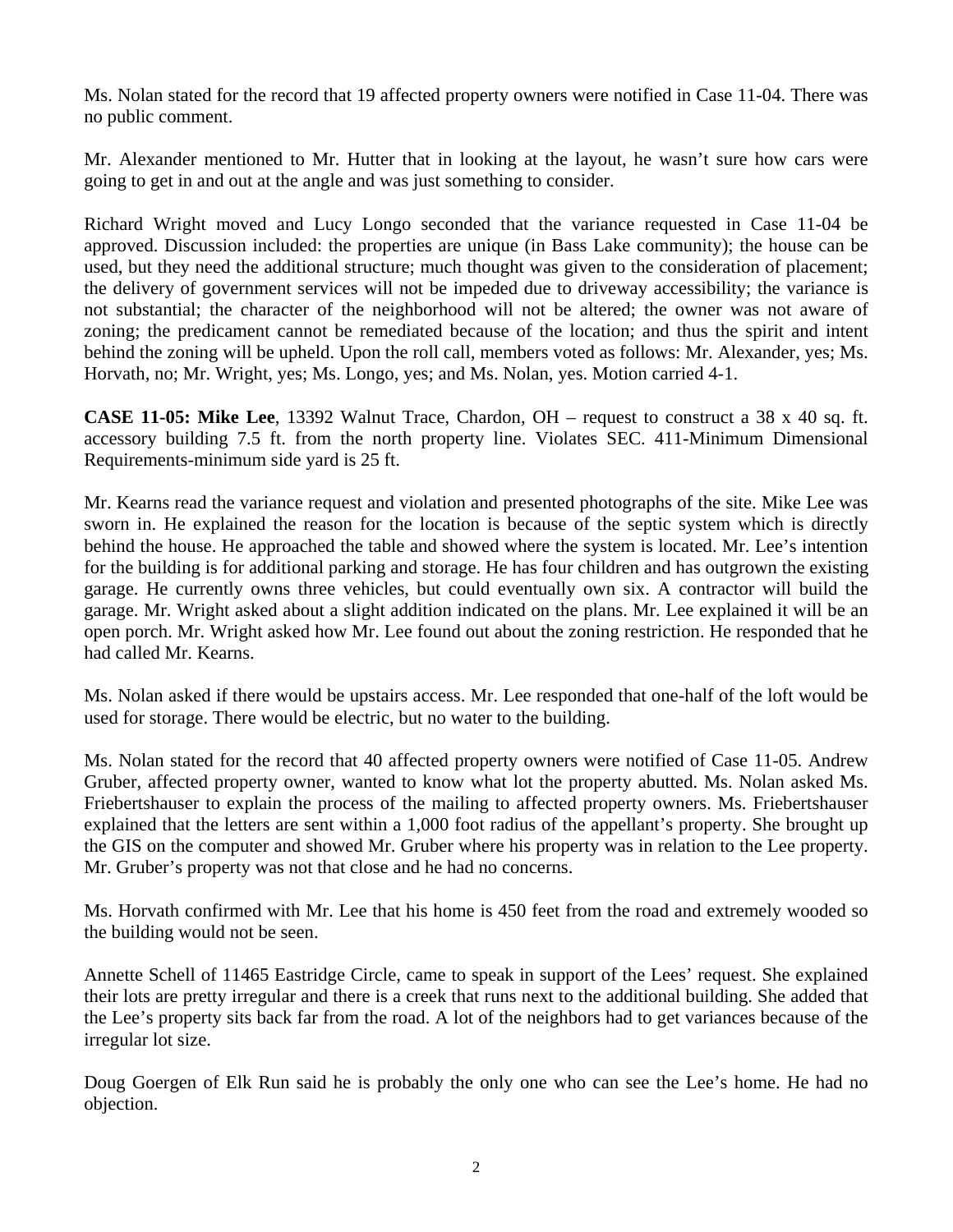Ms. Nolan stated for the record that 19 affected property owners were notified in Case 11-04. There was no public comment.

Mr. Alexander mentioned to Mr. Hutter that in looking at the layout, he wasn't sure how cars were going to get in and out at the angle and was just something to consider.

Richard Wright moved and Lucy Longo seconded that the variance requested in Case 11-04 be approved. Discussion included: the properties are unique (in Bass Lake community); the house can be used, but they need the additional structure; much thought was given to the consideration of placement; the delivery of government services will not be impeded due to driveway accessibility; the variance is not substantial; the character of the neighborhood will not be altered; the owner was not aware of zoning; the predicament cannot be remediated because of the location; and thus the spirit and intent behind the zoning will be upheld. Upon the roll call, members voted as follows: Mr. Alexander, yes; Ms. Horvath, no; Mr. Wright, yes; Ms. Longo, yes; and Ms. Nolan, yes. Motion carried 4-1.

**CASE 11-05: Mike Lee**, 13392 Walnut Trace, Chardon, OH – request to construct a 38 x 40 sq. ft. accessory building 7.5 ft. from the north property line. Violates SEC. 411-Minimum Dimensional Requirements-minimum side yard is 25 ft.

Mr. Kearns read the variance request and violation and presented photographs of the site. Mike Lee was sworn in. He explained the reason for the location is because of the septic system which is directly behind the house. He approached the table and showed where the system is located. Mr. Lee's intention for the building is for additional parking and storage. He has four children and has outgrown the existing garage. He currently owns three vehicles, but could eventually own six. A contractor will build the garage. Mr. Wright asked about a slight addition indicated on the plans. Mr. Lee explained it will be an open porch. Mr. Wright asked how Mr. Lee found out about the zoning restriction. He responded that he had called Mr. Kearns.

Ms. Nolan asked if there would be upstairs access. Mr. Lee responded that one-half of the loft would be used for storage. There would be electric, but no water to the building.

Ms. Nolan stated for the record that 40 affected property owners were notified of Case 11-05. Andrew Gruber, affected property owner, wanted to know what lot the property abutted. Ms. Nolan asked Ms. Friebertshauser to explain the process of the mailing to affected property owners. Ms. Friebertshauser explained that the letters are sent within a 1,000 foot radius of the appellant's property. She brought up the GIS on the computer and showed Mr. Gruber where his property was in relation to the Lee property. Mr. Gruber's property was not that close and he had no concerns.

Ms. Horvath confirmed with Mr. Lee that his home is 450 feet from the road and extremely wooded so the building would not be seen.

Annette Schell of 11465 Eastridge Circle, came to speak in support of the Lees' request. She explained their lots are pretty irregular and there is a creek that runs next to the additional building. She added that the Lee's property sits back far from the road. A lot of the neighbors had to get variances because of the irregular lot size.

Doug Goergen of Elk Run said he is probably the only one who can see the Lee's home. He had no objection.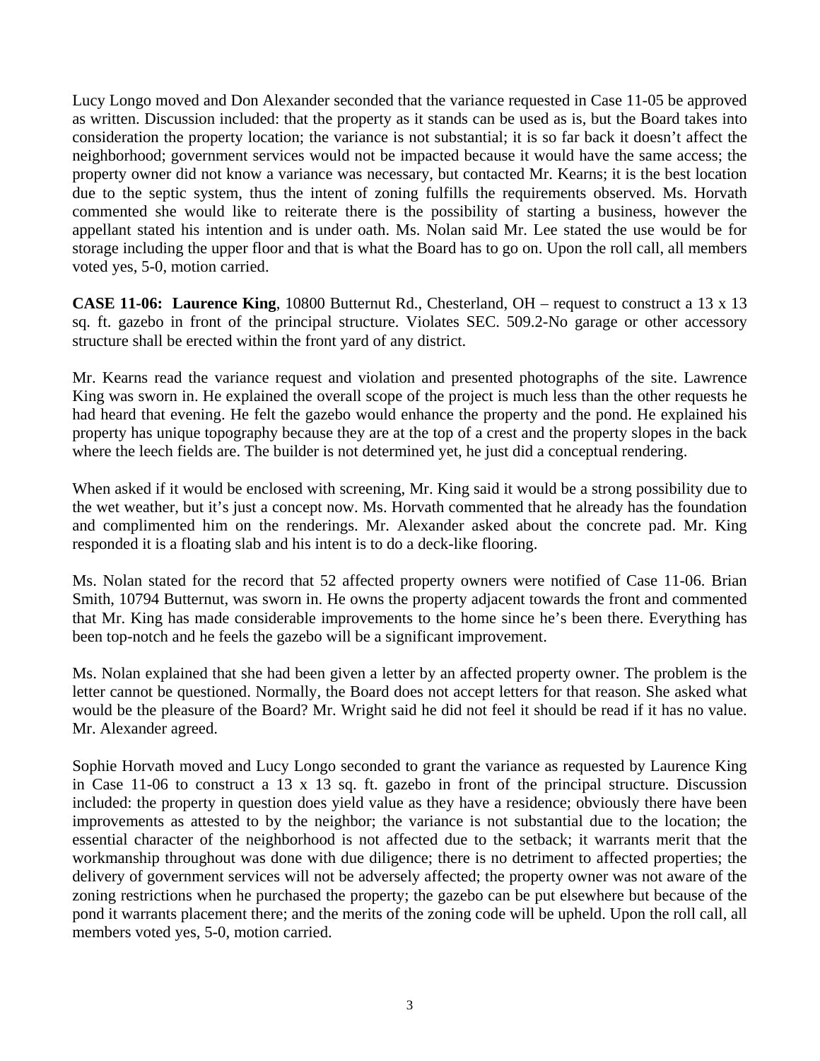Lucy Longo moved and Don Alexander seconded that the variance requested in Case 11-05 be approved as written. Discussion included: that the property as it stands can be used as is, but the Board takes into consideration the property location; the variance is not substantial; it is so far back it doesn't affect the neighborhood; government services would not be impacted because it would have the same access; the property owner did not know a variance was necessary, but contacted Mr. Kearns; it is the best location due to the septic system, thus the intent of zoning fulfills the requirements observed. Ms. Horvath commented she would like to reiterate there is the possibility of starting a business, however the appellant stated his intention and is under oath. Ms. Nolan said Mr. Lee stated the use would be for storage including the upper floor and that is what the Board has to go on. Upon the roll call, all members voted yes, 5-0, motion carried.

**CASE 11-06: Laurence King**, 10800 Butternut Rd., Chesterland, OH – request to construct a 13 x 13 sq. ft. gazebo in front of the principal structure. Violates SEC. 509.2-No garage or other accessory structure shall be erected within the front yard of any district.

Mr. Kearns read the variance request and violation and presented photographs of the site. Lawrence King was sworn in. He explained the overall scope of the project is much less than the other requests he had heard that evening. He felt the gazebo would enhance the property and the pond. He explained his property has unique topography because they are at the top of a crest and the property slopes in the back where the leech fields are. The builder is not determined yet, he just did a conceptual rendering.

When asked if it would be enclosed with screening, Mr. King said it would be a strong possibility due to the wet weather, but it's just a concept now. Ms. Horvath commented that he already has the foundation and complimented him on the renderings. Mr. Alexander asked about the concrete pad. Mr. King responded it is a floating slab and his intent is to do a deck-like flooring.

Ms. Nolan stated for the record that 52 affected property owners were notified of Case 11-06. Brian Smith, 10794 Butternut, was sworn in. He owns the property adjacent towards the front and commented that Mr. King has made considerable improvements to the home since he's been there. Everything has been top-notch and he feels the gazebo will be a significant improvement.

Ms. Nolan explained that she had been given a letter by an affected property owner. The problem is the letter cannot be questioned. Normally, the Board does not accept letters for that reason. She asked what would be the pleasure of the Board? Mr. Wright said he did not feel it should be read if it has no value. Mr. Alexander agreed.

Sophie Horvath moved and Lucy Longo seconded to grant the variance as requested by Laurence King in Case 11-06 to construct a 13 x 13 sq. ft. gazebo in front of the principal structure. Discussion included: the property in question does yield value as they have a residence; obviously there have been improvements as attested to by the neighbor; the variance is not substantial due to the location; the essential character of the neighborhood is not affected due to the setback; it warrants merit that the workmanship throughout was done with due diligence; there is no detriment to affected properties; the delivery of government services will not be adversely affected; the property owner was not aware of the zoning restrictions when he purchased the property; the gazebo can be put elsewhere but because of the pond it warrants placement there; and the merits of the zoning code will be upheld. Upon the roll call, all members voted yes, 5-0, motion carried.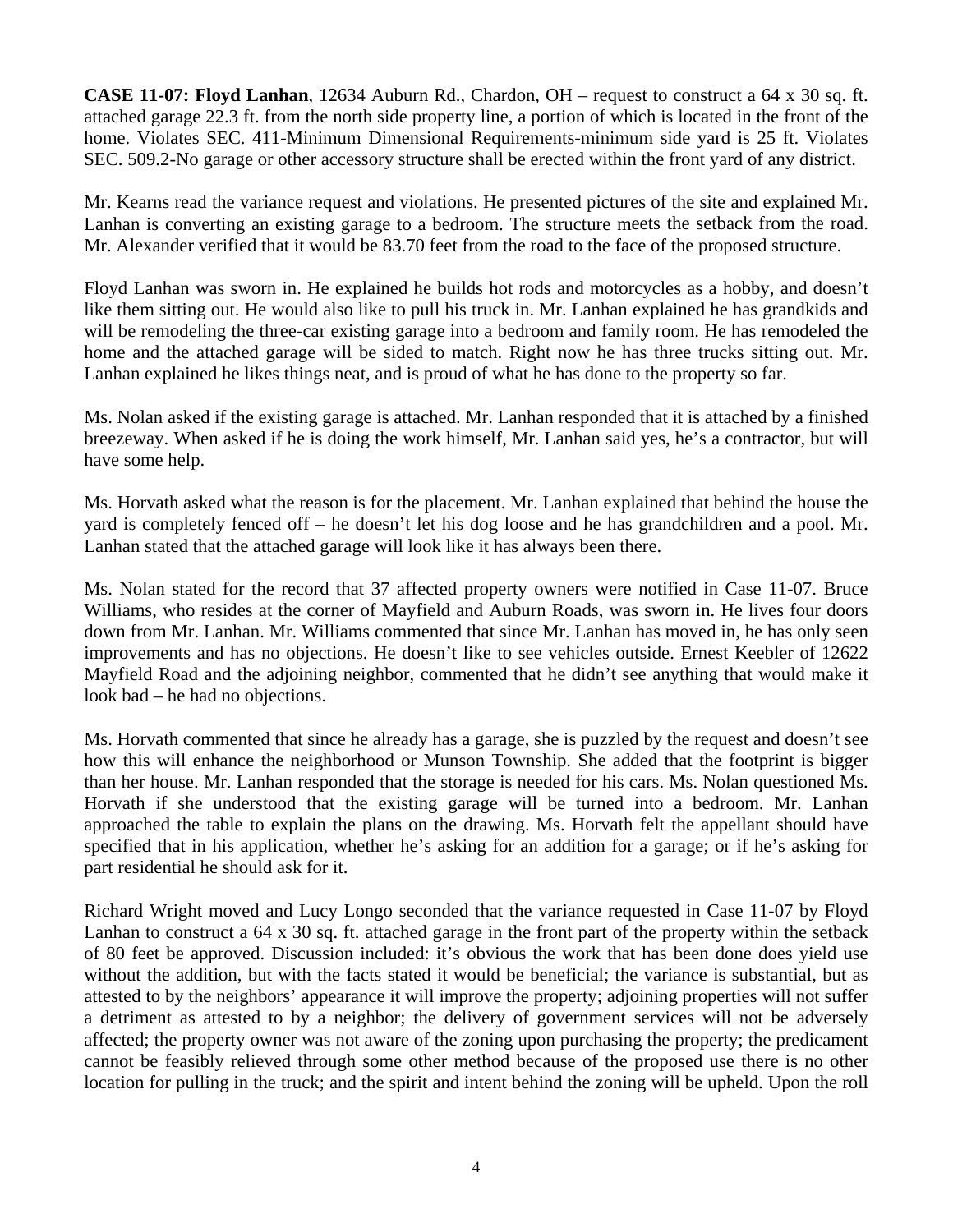**CASE 11-07: Floyd Lanhan**, 12634 Auburn Rd., Chardon, OH – request to construct a 64 x 30 sq. ft. attached garage 22.3 ft. from the north side property line, a portion of which is located in the front of the home. Violates SEC. 411-Minimum Dimensional Requirements-minimum side yard is 25 ft. Violates SEC. 509.2-No garage or other accessory structure shall be erected within the front yard of any district.

Mr. Kearns read the variance request and violations. He presented pictures of the site and explained Mr. Lanhan is converting an existing garage to a bedroom. The structure meets the setback from the road. Mr. Alexander verified that it would be 83.70 feet from the road to the face of the proposed structure.

Floyd Lanhan was sworn in. He explained he builds hot rods and motorcycles as a hobby, and doesn't like them sitting out. He would also like to pull his truck in. Mr. Lanhan explained he has grandkids and will be remodeling the three-car existing garage into a bedroom and family room. He has remodeled the home and the attached garage will be sided to match. Right now he has three trucks sitting out. Mr. Lanhan explained he likes things neat, and is proud of what he has done to the property so far.

Ms. Nolan asked if the existing garage is attached. Mr. Lanhan responded that it is attached by a finished breezeway. When asked if he is doing the work himself, Mr. Lanhan said yes, he's a contractor, but will have some help.

Ms. Horvath asked what the reason is for the placement. Mr. Lanhan explained that behind the house the yard is completely fenced off – he doesn't let his dog loose and he has grandchildren and a pool. Mr. Lanhan stated that the attached garage will look like it has always been there.

Ms. Nolan stated for the record that 37 affected property owners were notified in Case 11-07. Bruce Williams, who resides at the corner of Mayfield and Auburn Roads, was sworn in. He lives four doors down from Mr. Lanhan. Mr. Williams commented that since Mr. Lanhan has moved in, he has only seen improvements and has no objections. He doesn't like to see vehicles outside. Ernest Keebler of 12622 Mayfield Road and the adjoining neighbor, commented that he didn't see anything that would make it look bad – he had no objections.

Ms. Horvath commented that since he already has a garage, she is puzzled by the request and doesn't see how this will enhance the neighborhood or Munson Township. She added that the footprint is bigger than her house. Mr. Lanhan responded that the storage is needed for his cars. Ms. Nolan questioned Ms. Horvath if she understood that the existing garage will be turned into a bedroom. Mr. Lanhan approached the table to explain the plans on the drawing. Ms. Horvath felt the appellant should have specified that in his application, whether he's asking for an addition for a garage; or if he's asking for part residential he should ask for it.

Richard Wright moved and Lucy Longo seconded that the variance requested in Case 11-07 by Floyd Lanhan to construct a 64 x 30 sq. ft. attached garage in the front part of the property within the setback of 80 feet be approved. Discussion included: it's obvious the work that has been done does yield use without the addition, but with the facts stated it would be beneficial; the variance is substantial, but as attested to by the neighbors' appearance it will improve the property; adjoining properties will not suffer a detriment as attested to by a neighbor; the delivery of government services will not be adversely affected; the property owner was not aware of the zoning upon purchasing the property; the predicament cannot be feasibly relieved through some other method because of the proposed use there is no other location for pulling in the truck; and the spirit and intent behind the zoning will be upheld. Upon the roll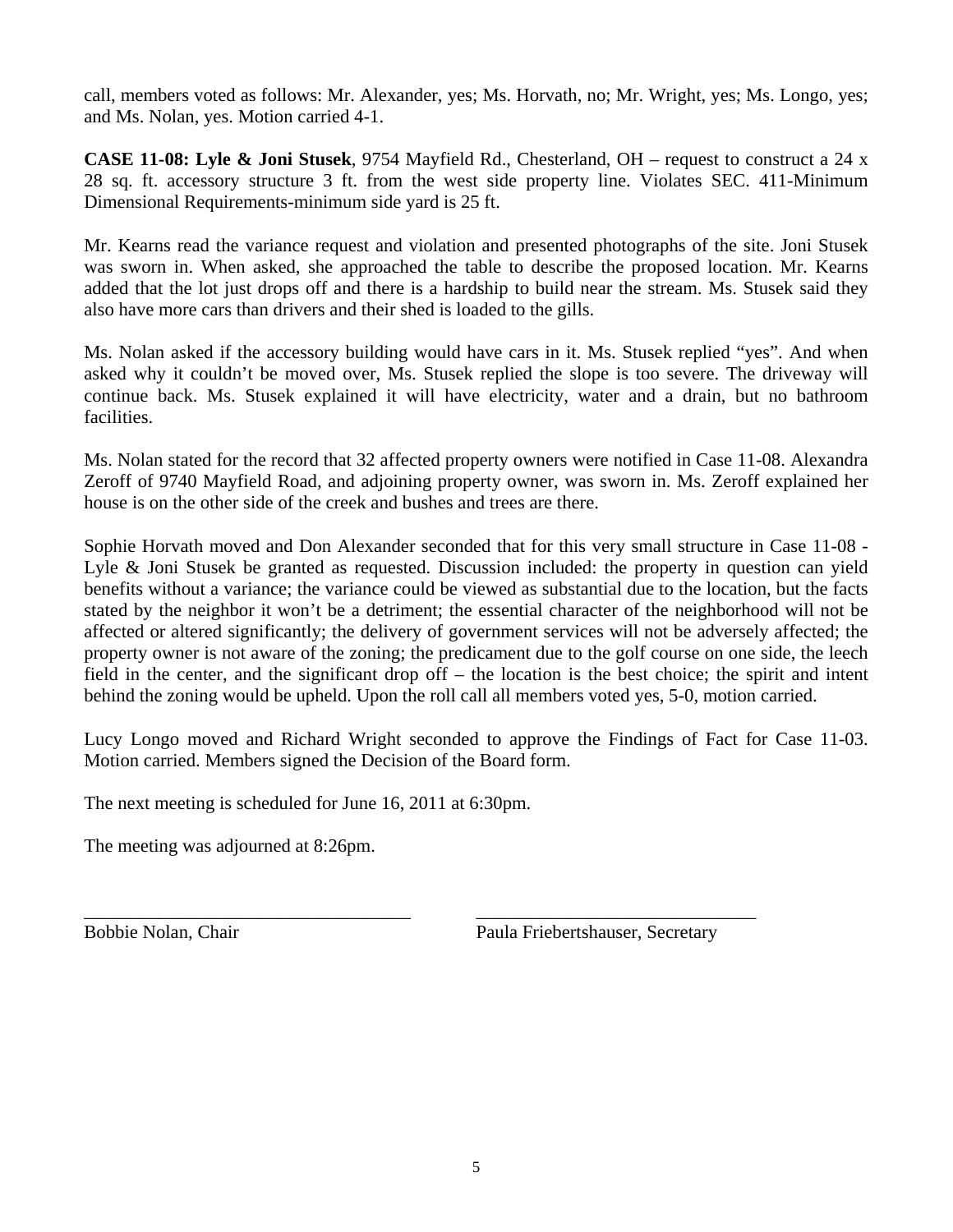call, members voted as follows: Mr. Alexander, yes; Ms. Horvath, no; Mr. Wright, yes; Ms. Longo, yes; and Ms. Nolan, yes. Motion carried 4-1.

**CASE 11-08: Lyle & Joni Stusek**, 9754 Mayfield Rd., Chesterland, OH – request to construct a 24 x 28 sq. ft. accessory structure 3 ft. from the west side property line. Violates SEC. 411-Minimum Dimensional Requirements-minimum side yard is 25 ft.

Mr. Kearns read the variance request and violation and presented photographs of the site. Joni Stusek was sworn in. When asked, she approached the table to describe the proposed location. Mr. Kearns added that the lot just drops off and there is a hardship to build near the stream. Ms. Stusek said they also have more cars than drivers and their shed is loaded to the gills.

Ms. Nolan asked if the accessory building would have cars in it. Ms. Stusek replied "yes". And when asked why it couldn't be moved over, Ms. Stusek replied the slope is too severe. The driveway will continue back. Ms. Stusek explained it will have electricity, water and a drain, but no bathroom facilities.

Ms. Nolan stated for the record that 32 affected property owners were notified in Case 11-08. Alexandra Zeroff of 9740 Mayfield Road, and adjoining property owner, was sworn in. Ms. Zeroff explained her house is on the other side of the creek and bushes and trees are there.

Sophie Horvath moved and Don Alexander seconded that for this very small structure in Case 11-08 - Lyle & Joni Stusek be granted as requested. Discussion included: the property in question can yield benefits without a variance; the variance could be viewed as substantial due to the location, but the facts stated by the neighbor it won't be a detriment; the essential character of the neighborhood will not be affected or altered significantly; the delivery of government services will not be adversely affected; the property owner is not aware of the zoning; the predicament due to the golf course on one side, the leech field in the center, and the significant drop off – the location is the best choice; the spirit and intent behind the zoning would be upheld. Upon the roll call all members voted yes, 5-0, motion carried.

Lucy Longo moved and Richard Wright seconded to approve the Findings of Fact for Case 11-03. Motion carried. Members signed the Decision of the Board form.

The next meeting is scheduled for June 16, 2011 at 6:30pm.

The meeting was adjourned at 8:26pm.

\_\_\_\_\_\_\_\_\_\_\_\_\_\_\_\_\_\_\_\_\_\_\_\_\_\_\_\_\_\_\_\_\_\_\_ \_\_\_\_\_\_\_\_\_\_\_\_\_\_\_\_\_\_\_\_\_\_\_\_\_\_\_\_\_\_\_
Bobbie Nolan, Chair Paula Friebertshauser, Secretary